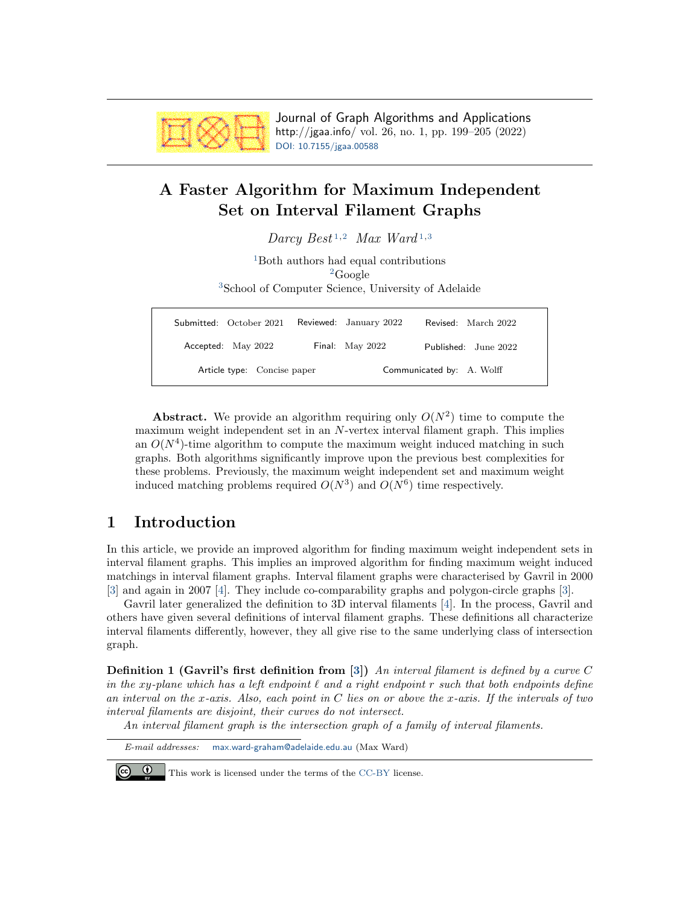# A Faster Algorithm for Maximum Independent Set on Interval Filament Graphs

*Darcy Best* [1,2] *Max Ward* [1,3]

[1]Both authors had equal contributions
[2]Google
[3]School of Computer Science, University of Adelaide

| Submitted: October 2021 | Reviewed: January 2022 | Revised: March 2022 |
|---|---|---|
| Accepted: May 2022 | Final: May 2022 | Published: June 2022 |
| Article type: Concise paper | | Communicated by: A. Wolff |

**Abstract.** We provide an algorithm requiring only $O(N^2)$ time to compute the maximum weight independent set in an $N$-vertex interval filament graph. This implies an $O(N^4)$-time algorithm to compute the maximum weight induced matching in such graphs. Both algorithms significantly improve upon the previous best complexities for these problems. Previously, the maximum weight independent set and maximum weight induced matching problems required $O(N^3)$ and $O(N^6)$ time respectively.

## 1 Introduction

In this article, we provide an improved algorithm for finding maximum weight independent sets in interval filament graphs. This implies an improved algorithm for finding maximum weight induced matchings in interval filament graphs. Interval filament graphs were characterised by Gavril in 2000 [3] and again in 2007 [4]. They include co-comparability graphs and polygon-circle graphs [3].

Gavril later generalized the definition to 3D interval filaments [4]. In the process, Gavril and others have given several definitions of interval filament graphs. These definitions all characterize interval filaments differently, however, they all give rise to the same underlying class of intersection graph.

**Definition 1 (Gavril's first definition from [3])** *An interval filament is defined by a curve $C$ in the xy-plane which has a left endpoint $\ell$ and a right endpoint $r$ such that both endpoints define an interval on the x-axis. Also, each point in $C$ lies on or above the x-axis. If the intervals of two interval filaments are disjoint, their curves do not intersect.*

*An interval filament graph is the intersection graph of a family of interval filaments.*

*E-mail addresses:* max.ward-graham@adelaide.edu.au (Max Ward)

This work is licensed under the terms of the CC-BY license.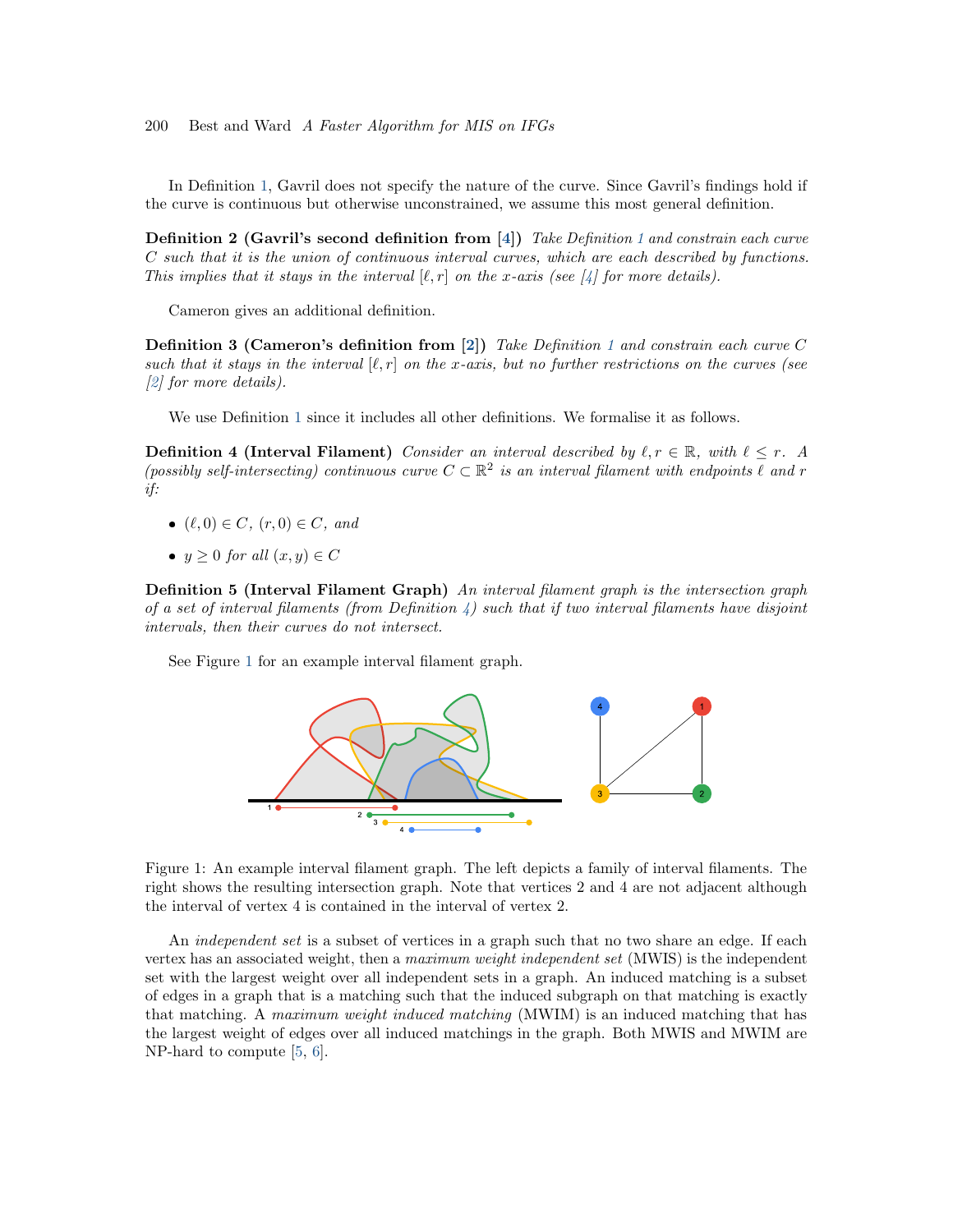In Definition 1, Gavril does not specify the nature of the curve. Since Gavril's findings hold if the curve is continuous but otherwise unconstrained, we assume this most general definition.

**Definition 2 (Gavril's second definition from [4])** *Take Definition 1 and constrain each curve $C$ such that it is the union of continuous interval curves, which are each described by functions. This implies that it stays in the interval $[\ell, r]$ on the x-axis (see [4] for more details).*

Cameron gives an additional definition.

**Definition 3 (Cameron's definition from [2])** *Take Definition 1 and constrain each curve $C$ such that it stays in the interval $[\ell, r]$ on the x-axis, but no further restrictions on the curves (see [2] for more details).*

We use Definition 1 since it includes all other definitions. We formalise it as follows.

**Definition 4 (Interval Filament)** *Consider an interval described by $\ell, r \in \mathbb{R}$, with $\ell \leq r$. A (possibly self-intersecting) continuous curve $C \subset \mathbb{R}^2$ is an interval filament with endpoints $\ell$ and $r$ if:*

- *$(\ell, 0) \in C$, $(r, 0) \in C$, and*
- *$y \geq 0$ for all $(x, y) \in C$*

**Definition 5 (Interval Filament Graph)** *An interval filament graph is the intersection graph of a set of interval filaments (from Definition 4) such that if two interval filaments have disjoint intervals, then their curves do not intersect.*

See Figure 1 for an example interval filament graph.

Figure 1: An example interval filament graph. The left depicts a family of interval filaments. The right shows the resulting intersection graph. Note that vertices 2 and 4 are not adjacent although the interval of vertex 4 is contained in the interval of vertex 2.

An *independent set* is a subset of vertices in a graph such that no two share an edge. If each vertex has an associated weight, then a *maximum weight independent set* (MWIS) is the independent set with the largest weight over all independent sets in a graph. An induced matching is a subset of edges in a graph that is a matching such that the induced subgraph on that matching is exactly that matching. A *maximum weight induced matching* (MWIM) is an induced matching that has the largest weight of edges over all induced matchings in the graph. Both MWIS and MWIM are NP-hard to compute [5, 6].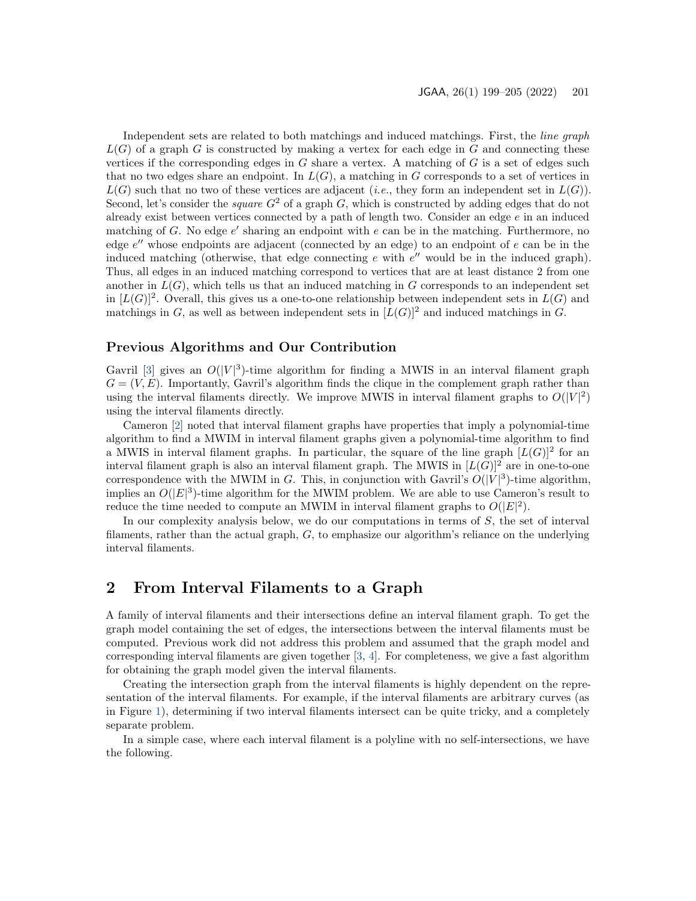Independent sets are related to both matchings and induced matchings. First, the *line graph* $L(G)$ of a graph $G$ is constructed by making a vertex for each edge in $G$ and connecting these vertices if the corresponding edges in $G$ share a vertex. A matching of $G$ is a set of edges such that no two edges share an endpoint. In $L(G)$, a matching in $G$ corresponds to a set of vertices in $L(G)$ such that no two of these vertices are adjacent (*i.e.*, they form an independent set in $L(G)$). Second, let's consider the *square* $G^2$ of a graph $G$, which is constructed by adding edges that do not already exist between vertices connected by a path of length two. Consider an edge $e$ in an induced matching of $G$. No edge $e'$ sharing an endpoint with $e$ can be in the matching. Furthermore, no edge $e''$ whose endpoints are adjacent (connected by an edge) to an endpoint of $e$ can be in the induced matching (otherwise, that edge connecting $e$ with $e''$ would be in the induced graph). Thus, all edges in an induced matching correspond to vertices that are at least distance 2 from one another in $L(G)$, which tells us that an induced matching in $G$ corresponds to an independent set in $[L(G)]^2$. Overall, this gives us a one-to-one relationship between independent sets in $L(G)$ and matchings in $G$, as well as between independent sets in $[L(G)]^2$ and induced matchings in $G$.

### Previous Algorithms and Our Contribution

Gavril [3] gives an $O(|V|^3)$-time algorithm for finding a MWIS in an interval filament graph $G = (V, E)$. Importantly, Gavril's algorithm finds the clique in the complement graph rather than using the interval filaments directly. We improve MWIS in interval filament graphs to $O(|V|^2)$ using the interval filaments directly.

Cameron [2] noted that interval filament graphs have properties that imply a polynomial-time algorithm to find a MWIM in interval filament graphs given a polynomial-time algorithm to find a MWIS in interval filament graphs. In particular, the square of the line graph $[L(G)]^2$ for an interval filament graph is also an interval filament graph. The MWIS in $[L(G)]^2$ are in one-to-one correspondence with the MWIM in $G$. This, in conjunction with Gavril's $O(|V|^3)$-time algorithm, implies an $O(|E|^3)$-time algorithm for the MWIM problem. We are able to use Cameron's result to reduce the time needed to compute an MWIM in interval filament graphs to $O(|E|^2)$.

In our complexity analysis below, we do our computations in terms of $S$, the set of interval filaments, rather than the actual graph, $G$, to emphasize our algorithm's reliance on the underlying interval filaments.

## 2 From Interval Filaments to a Graph

A family of interval filaments and their intersections define an interval filament graph. To get the graph model containing the set of edges, the intersections between the interval filaments must be computed. Previous work did not address this problem and assumed that the graph model and corresponding interval filaments are given together [3, 4]. For completeness, we give a fast algorithm for obtaining the graph model given the interval filaments.

Creating the intersection graph from the interval filaments is highly dependent on the representation of the interval filaments. For example, if the interval filaments are arbitrary curves (as in Figure 1), determining if two interval filaments intersect can be quite tricky, and a completely separate problem.

In a simple case, where each interval filament is a polyline with no self-intersections, we have the following.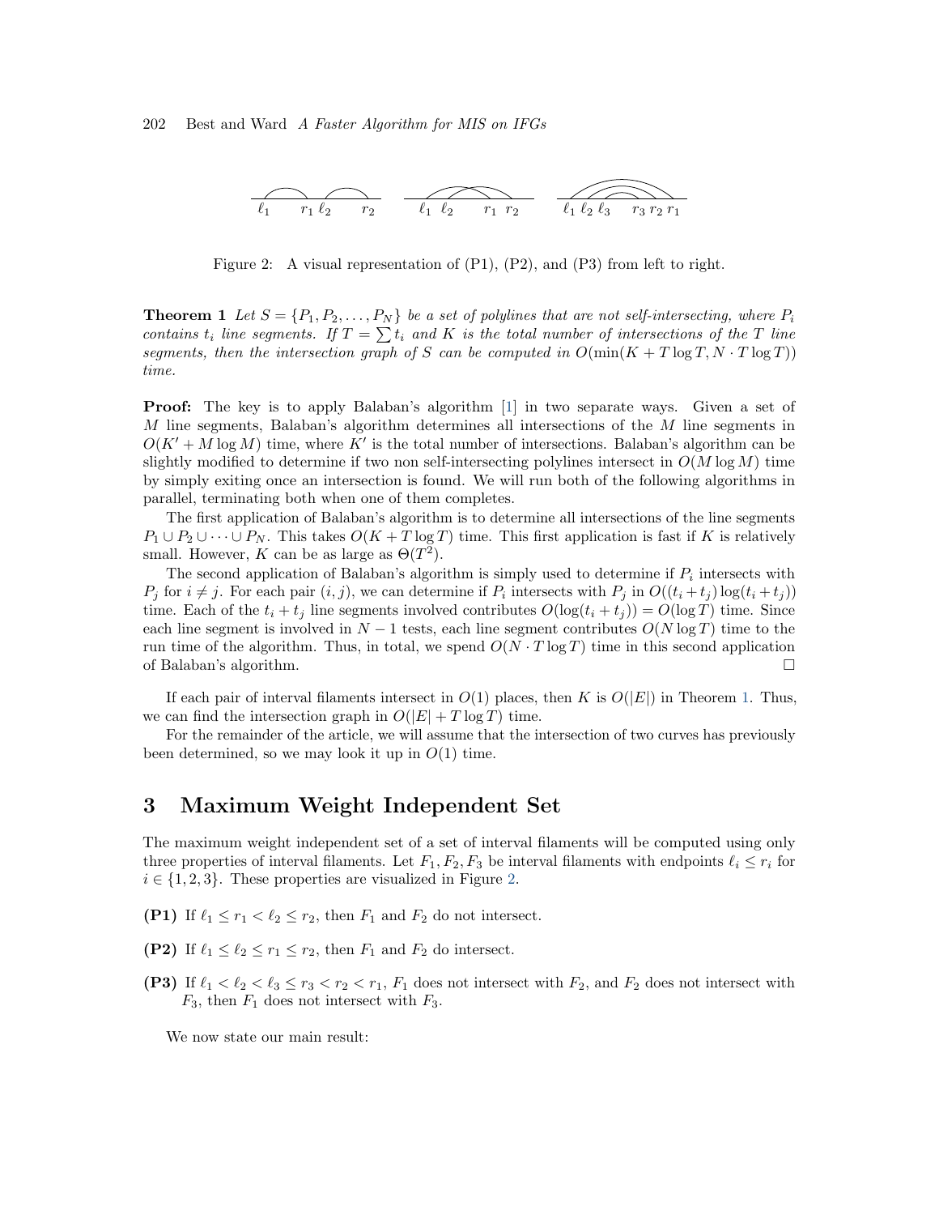Figure 2: A visual representation of (P1), (P2), and (P3) from left to right.

**Theorem 1** *Let $S = \{P_1, P_2, \ldots, P_N\}$ be a set of polylines that are not self-intersecting, where $P_i$ contains $t_i$ line segments. If $T = \sum t_i$ and $K$ is the total number of intersections of the $T$ line segments, then the intersection graph of $S$ can be computed in $O(\min(K + T \log T, N \cdot T \log T))$ time.*

**Proof:** The key is to apply Balaban's algorithm [1] in two separate ways. Given a set of $M$ line segments, Balaban's algorithm determines all intersections of the $M$ line segments in $O(K' + M \log M)$ time, where $K'$ is the total number of intersections. Balaban's algorithm can be slightly modified to determine if two non self-intersecting polylines intersect in $O(M \log M)$ time by simply exiting once an intersection is found. We will run both of the following algorithms in parallel, terminating both when one of them completes.

The first application of Balaban's algorithm is to determine all intersections of the line segments $P_1 \cup P_2 \cup \cdots \cup P_N$. This takes $O(K + T \log T)$ time. This first application is fast if $K$ is relatively small. However, $K$ can be as large as $\Theta(T^2)$.

The second application of Balaban's algorithm is simply used to determine if $P_i$ intersects with $P_j$ for $i \neq j$. For each pair $(i, j)$, we can determine if $P_i$ intersects with $P_j$ in $O((t_i + t_j) \log(t_i + t_j))$ time. Each of the $t_i + t_j$ line segments involved contributes $O(\log(t_i + t_j)) = O(\log T)$ time. Since each line segment is involved in $N - 1$ tests, each line segment contributes $O(N \log T)$ time to the run time of the algorithm. Thus, in total, we spend $O(N \cdot T \log T)$ time in this second application of Balaban's algorithm. □

If each pair of interval filaments intersect in $O(1)$ places, then $K$ is $O(|E|)$ in Theorem 1. Thus, we can find the intersection graph in $O(|E| + T \log T)$ time.

For the remainder of the article, we will assume that the intersection of two curves has previously been determined, so we may look it up in $O(1)$ time.

## 3 Maximum Weight Independent Set

The maximum weight independent set of a set of interval filaments will be computed using only three properties of interval filaments. Let $F_1, F_2, F_3$ be interval filaments with endpoints $\ell_i \leq r_i$ for $i \in \{1, 2, 3\}$. These properties are visualized in Figure 2.

- **(P1)** If $\ell_1 \leq r_1 < \ell_2 \leq r_2$, then $F_1$ and $F_2$ do not intersect.
- **(P2)** If $\ell_1 \leq \ell_2 \leq r_1 \leq r_2$, then $F_1$ and $F_2$ do intersect.
- **(P3)** If $\ell_1 < \ell_2 < \ell_3 \leq r_3 < r_2 < r_1$, $F_1$ does not intersect with $F_2$, and $F_2$ does not intersect with $F_3$, then $F_1$ does not intersect with $F_3$.

We now state our main result: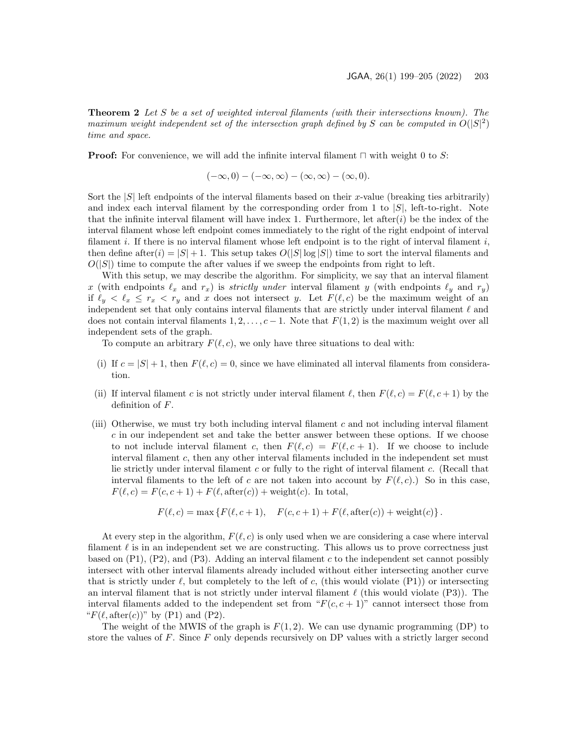**Theorem 2** *Let $S$ be a set of weighted interval filaments (with their intersections known). The maximum weight independent set of the intersection graph defined by $S$ can be computed in $O(|S|^2)$ time and space.*

**Proof:** For convenience, we will add the infinite interval filament $\sqcap$ with weight 0 to $S$:

$$(-\infty, 0) - (-\infty, \infty) - (\infty, \infty) - (\infty, 0).$$

Sort the $|S|$ left endpoints of the interval filaments based on their $x$-value (breaking ties arbitrarily) and index each interval filament by the corresponding order from 1 to $|S|$, left-to-right. Note that the infinite interval filament will have index 1. Furthermore, let after$(i)$ be the index of the interval filament whose left endpoint comes immediately to the right of the right endpoint of interval filament $i$. If there is no interval filament whose left endpoint is to the right of interval filament $i$, then define after$(i) = |S| + 1$. This setup takes $O(|S| \log |S|)$ time to sort the interval filaments and $O(|S|)$ time to compute the after values if we sweep the endpoints from right to left.

With this setup, we may describe the algorithm. For simplicity, we say that an interval filament $x$ (with endpoints $\ell_x$ and $r_x$) is *strictly under* interval filament $y$ (with endpoints $\ell_y$ and $r_y$) if $\ell_y < \ell_x \leq r_x < r_y$ and $x$ does not intersect $y$. Let $F(\ell, c)$ be the maximum weight of an independent set that only contains interval filaments that are strictly under interval filament $\ell$ and does not contain interval filaments $1, 2, \ldots, c-1$. Note that $F(1, 2)$ is the maximum weight over all independent sets of the graph.

To compute an arbitrary $F(\ell, c)$, we only have three situations to deal with:

(i) If $c = |S| + 1$, then $F(\ell, c) = 0$, since we have eliminated all interval filaments from consideration.

(ii) If interval filament $c$ is not strictly under interval filament $\ell$, then $F(\ell, c) = F(\ell, c+1)$ by the definition of $F$.

(iii) Otherwise, we must try both including interval filament $c$ and not including interval filament $c$ in our independent set and take the better answer between these options. If we choose to not include interval filament $c$, then $F(\ell, c) = F(\ell, c+1)$. If we choose to include interval filament $c$, then any other interval filaments included in the independent set must lie strictly under interval filament $c$ or fully to the right of interval filament $c$. (Recall that interval filaments to the left of $c$ are not taken into account by $F(\ell, c)$.) So in this case, $F(\ell, c) = F(c, c+1) + F(\ell, \text{after}(c)) + \text{weight}(c)$. In total,

$$F(\ell, c) = \max \{F(\ell, c+1), \quad F(c, c+1) + F(\ell, \text{after}(c)) + \text{weight}(c)\}.$$

At every step in the algorithm, $F(\ell, c)$ is only used when we are considering a case where interval filament $\ell$ is in an independent set we are constructing. This allows us to prove correctness just based on (P1), (P2), and (P3). Adding an interval filament $c$ to the independent set cannot possibly intersect with other interval filaments already included without either intersecting another curve that is strictly under $\ell$, but completely to the left of $c$, (this would violate (P1)) or intersecting an interval filament that is not strictly under interval filament $\ell$ (this would violate (P3)). The interval filaments added to the independent set from "$F(c, c+1)$" cannot intersect those from "$F(\ell, \text{after}(c))$" by (P1) and (P2).

The weight of the MWIS of the graph is $F(1, 2)$. We can use dynamic programming (DP) to store the values of $F$. Since $F$ only depends recursively on DP values with a strictly larger second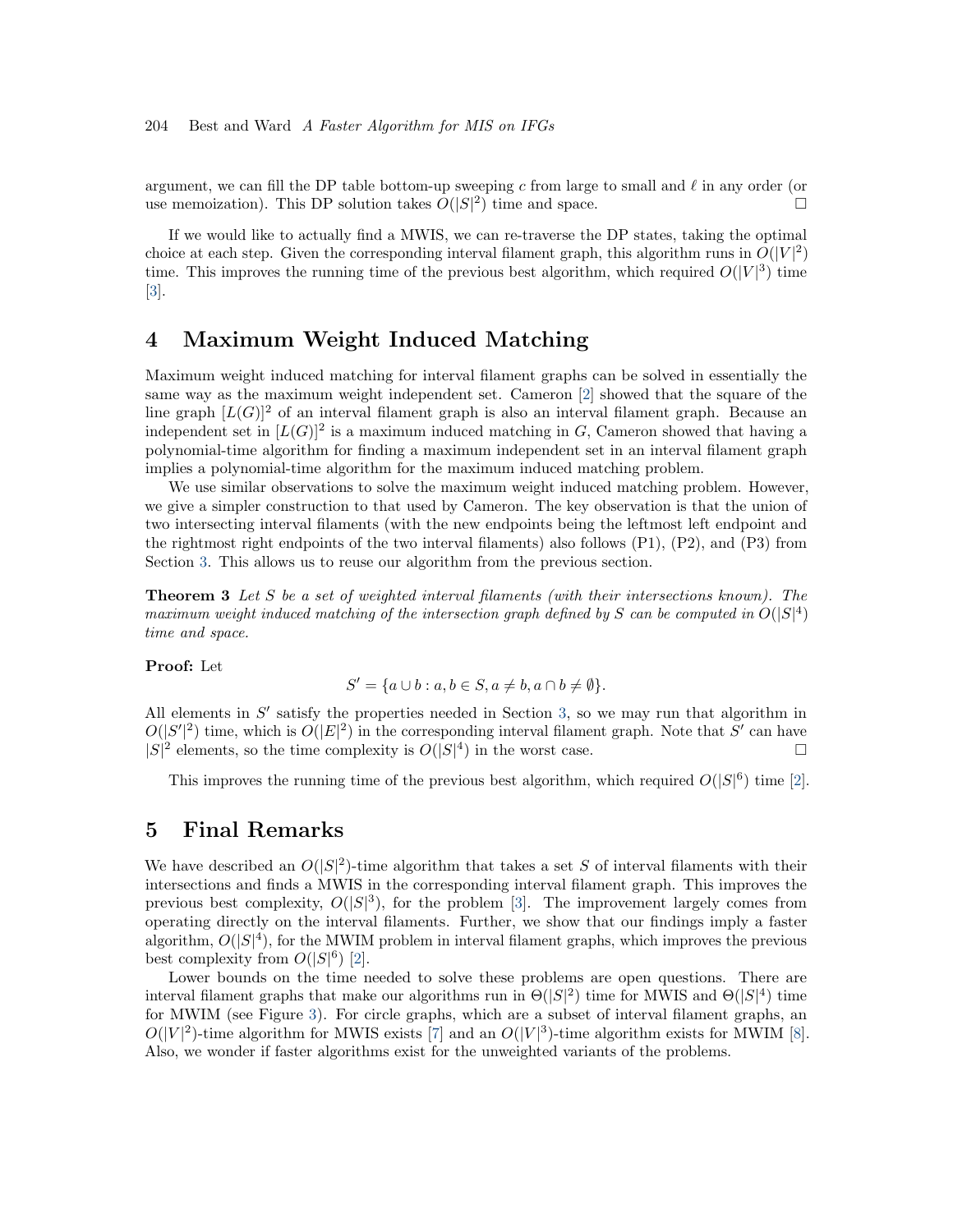argument, we can fill the DP table bottom-up sweeping $c$ from large to small and $\ell$ in any order (or use memoization). This DP solution takes $O(|S|^2)$ time and space. □

If we would like to actually find a MWIS, we can re-traverse the DP states, taking the optimal choice at each step. Given the corresponding interval filament graph, this algorithm runs in $O(|V|^2)$ time. This improves the running time of the previous best algorithm, which required $O(|V|^3)$ time [3].

# 4 Maximum Weight Induced Matching

Maximum weight induced matching for interval filament graphs can be solved in essentially the same way as the maximum weight independent set. Cameron [2] showed that the square of the line graph $[L(G)]^2$ of an interval filament graph is also an interval filament graph. Because an independent set in $[L(G)]^2$ is a maximum induced matching in $G$, Cameron showed that having a polynomial-time algorithm for finding a maximum independent set in an interval filament graph implies a polynomial-time algorithm for the maximum induced matching problem.

We use similar observations to solve the maximum weight induced matching problem. However, we give a simpler construction to that used by Cameron. The key observation is that the union of two intersecting interval filaments (with the new endpoints being the leftmost left endpoint and the rightmost right endpoints of the two interval filaments) also follows (P1), (P2), and (P3) from Section 3. This allows us to reuse our algorithm from the previous section.

**Theorem 3** *Let $S$ be a set of weighted interval filaments (with their intersections known). The maximum weight induced matching of the intersection graph defined by $S$ can be computed in $O(|S|^4)$ time and space.*

**Proof:** Let

$$S' = \{a \cup b : a, b \in S, a \neq b, a \cap b \neq \emptyset\}.$$

All elements in $S'$ satisfy the properties needed in Section 3, so we may run that algorithm in $O(|S'|^2)$ time, which is $O(|E|^2)$ in the corresponding interval filament graph. Note that $S'$ can have $|S|^2$ elements, so the time complexity is $O(|S|^4)$ in the worst case. □

This improves the running time of the previous best algorithm, which required $O(|S|^6)$ time [2].

# 5 Final Remarks

We have described an $O(|S|^2)$-time algorithm that takes a set $S$ of interval filaments with their intersections and finds a MWIS in the corresponding interval filament graph. This improves the previous best complexity, $O(|S|^3)$, for the problem [3]. The improvement largely comes from operating directly on the interval filaments. Further, we show that our findings imply a faster algorithm, $O(|S|^4)$, for the MWIM problem in interval filament graphs, which improves the previous best complexity from $O(|S|^6)$ [2].

Lower bounds on the time needed to solve these problems are open questions. There are interval filament graphs that make our algorithms run in $\Theta(|S|^2)$ time for MWIS and $\Theta(|S|^4)$ time for MWIM (see Figure 3). For circle graphs, which are a subset of interval filament graphs, an $O(|V|^2)$-time algorithm for MWIS exists [7] and an $O(|V|^3)$-time algorithm exists for MWIM [8]. Also, we wonder if faster algorithms exist for the unweighted variants of the problems.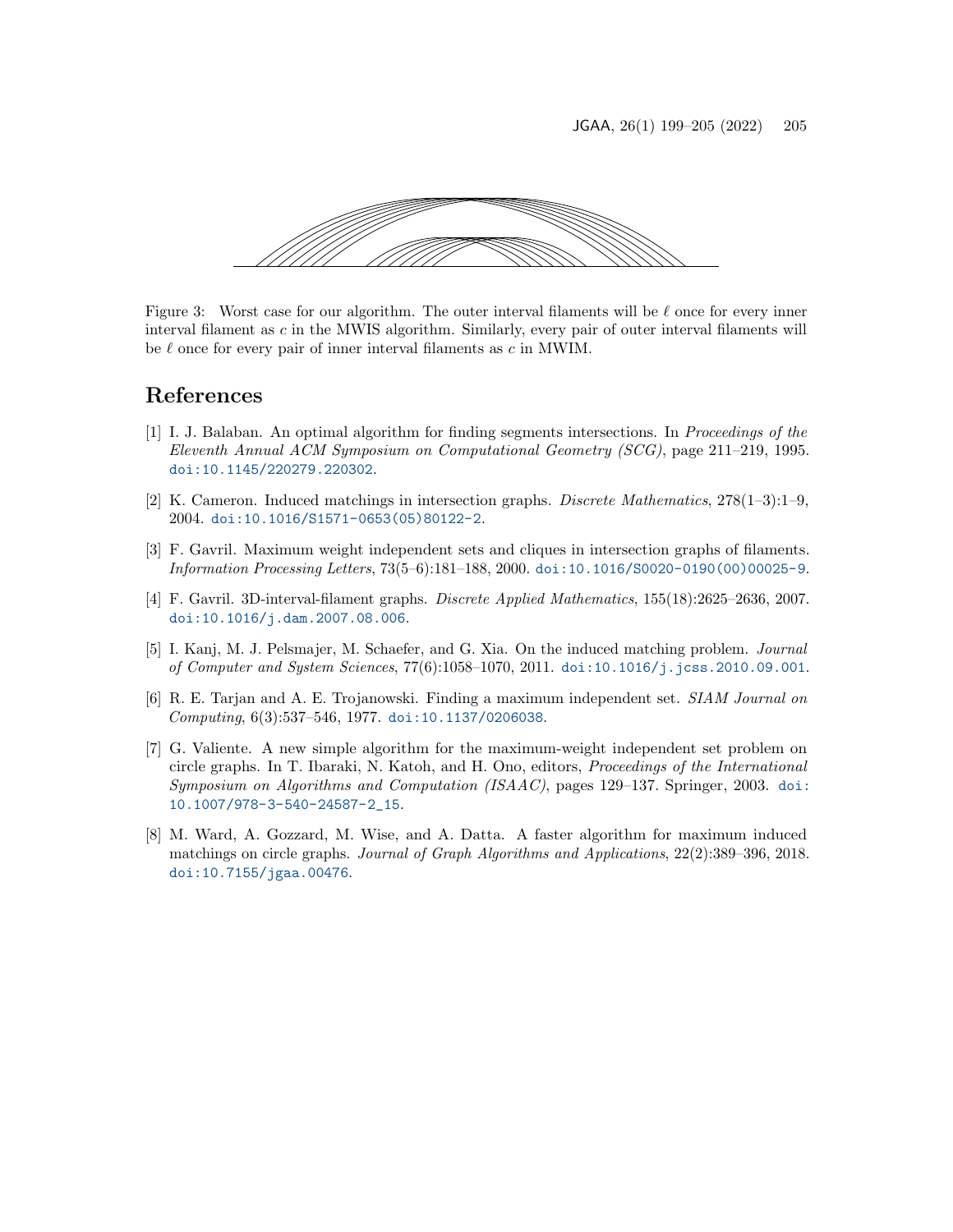Figure 3: Worst case for our algorithm. The outer interval filaments will be $\ell$ once for every inner interval filament as $c$ in the MWIS algorithm. Similarly, every pair of outer interval filaments will be $\ell$ once for every pair of inner interval filaments as $c$ in MWIM.

# References

[1] I. J. Balaban. An optimal algorithm for finding segments intersections. In *Proceedings of the Eleventh Annual ACM Symposium on Computational Geometry (SCG)*, page 211–219, 1995. doi:10.1145/220279.220302.

[2] K. Cameron. Induced matchings in intersection graphs. *Discrete Mathematics*, 278(1–3):1–9, 2004. doi:10.1016/S1571-0653(05)80122-2.

[3] F. Gavril. Maximum weight independent sets and cliques in intersection graphs of filaments. *Information Processing Letters*, 73(5–6):181–188, 2000. doi:10.1016/S0020-0190(00)00025-9.

[4] F. Gavril. 3D-interval-filament graphs. *Discrete Applied Mathematics*, 155(18):2625–2636, 2007. doi:10.1016/j.dam.2007.08.006.

[5] I. Kanj, M. J. Pelsmajer, M. Schaefer, and G. Xia. On the induced matching problem. *Journal of Computer and System Sciences*, 77(6):1058–1070, 2011. doi:10.1016/j.jcss.2010.09.001.

[6] R. E. Tarjan and A. E. Trojanowski. Finding a maximum independent set. *SIAM Journal on Computing*, 6(3):537–546, 1977. doi:10.1137/0206038.

[7] G. Valiente. A new simple algorithm for the maximum-weight independent set problem on circle graphs. In T. Ibaraki, N. Katoh, and H. Ono, editors, *Proceedings of the International Symposium on Algorithms and Computation (ISAAC)*, pages 129–137. Springer, 2003. doi:10.1007/978-3-540-24587-2_15.

[8] M. Ward, A. Gozzard, M. Wise, and A. Datta. A faster algorithm for maximum induced matchings on circle graphs. *Journal of Graph Algorithms and Applications*, 22(2):389–396, 2018. doi:10.7155/jgaa.00476.